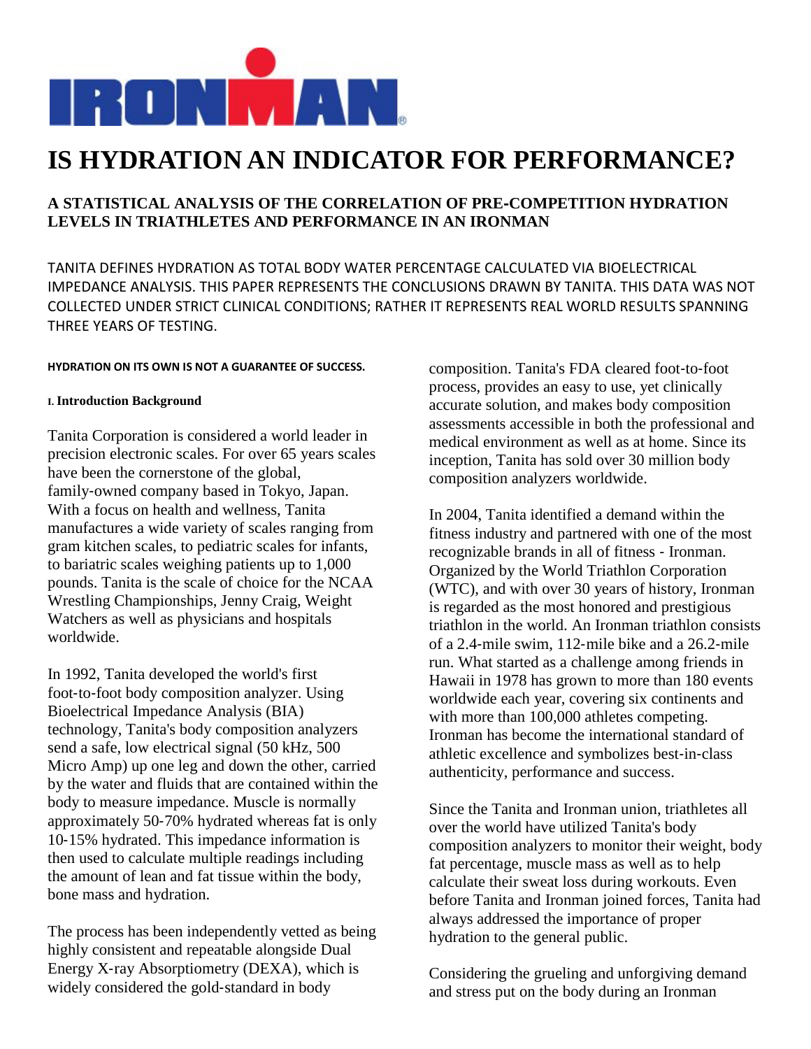# IS HYDRATION AN INDICATOR FOR PERFORMANCE?

## A STATISTICAL ANALYSIS OF THE CORRELATION OF PRE-COMPETITION HYDRATION LEVELS IN TRIATHLETES AND PERFORMANCE IN AN IRONMAN

TANITA DEFINES HYDRATION AS TOTAL BODY WATER PERCENTAGE CALCULATED VIA BIOELECTRICAL IMPEDANCE ANALYSIS. THIS PAPER REPRESENTS THE CONCLUSIONS DRAWN BY TANITA. THIS DATA WAS NOT COLLECTED UNDER STRICT CLINICAL CONDITIONS; RATHER IT REPRESENTS REAL WORLD RESULTS SPANNING THREE YEARS OF TESTING.

**HYDRATION ON ITS OWN IS NOT A GUARANTEE OF SUCCESS.**

### I. Introduction Background

Tanita Corporation is considered a world leader in precision electronic scales. For over 65 years scales have been the cornerstone of the global, family-owned company based in Tokyo, Japan. With a focus on health and wellness, Tanita manufactures a wide variety of scales ranging from gram kitchen scales, to pediatric scales for infants, to bariatric scales weighing patients up to 1,000 pounds. Tanita is the scale of choice for the NCAA Wrestling Championships, Jenny Craig, Weight Watchers as well as physicians and hospitals worldwide.

In 1992, Tanita developed the world's first foot-to-foot body composition analyzer. Using Bioelectrical Impedance Analysis (BIA) technology, Tanita's body composition analyzers send a safe, low electrical signal (50 kHz, 500 Micro Amp) up one leg and down the other, carried by the water and fluids that are contained within the body to measure impedance. Muscle is normally approximately 50-70% hydrated whereas fat is only 10-15% hydrated. This impedance information is then used to calculate multiple readings including the amount of lean and fat tissue within the body, bone mass and hydration.

The process has been independently vetted as being highly consistent and repeatable alongside Dual Energy X-ray Absorptiometry (DEXA), which is widely considered the gold-standard in body composition. Tanita's FDA cleared foot-to-foot process, provides an easy to use, yet clinically accurate solution, and makes body composition assessments accessible in both the professional and medical environment as well as at home. Since its inception, Tanita has sold over 30 million body composition analyzers worldwide.

In 2004, Tanita identified a demand within the fitness industry and partnered with one of the most recognizable brands in all of fitness - Ironman. Organized by the World Triathlon Corporation (WTC), and with over 30 years of history, Ironman is regarded as the most honored and prestigious triathlon in the world. An Ironman triathlon consists of a 2.4-mile swim, 112-mile bike and a 26.2-mile run. What started as a challenge among friends in Hawaii in 1978 has grown to more than 180 events worldwide each year, covering six continents and with more than 100,000 athletes competing. Ironman has become the international standard of athletic excellence and symbolizes best-in-class authenticity, performance and success.

Since the Tanita and Ironman union, triathletes all over the world have utilized Tanita's body composition analyzers to monitor their weight, body fat percentage, muscle mass as well as to help calculate their sweat loss during workouts. Even before Tanita and Ironman joined forces, Tanita had always addressed the importance of proper hydration to the general public.

Considering the grueling and unforgiving demand and stress put on the body during an Ironman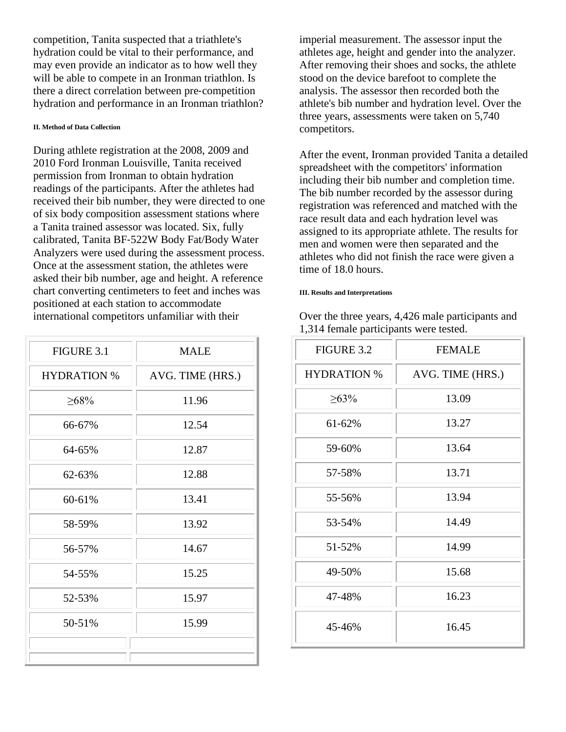competition, Tanita suspected that a triathlete's hydration could be vital to their performance, and may even provide an indicator as to how well they will be able to compete in an Ironman triathlon. Is there a direct correlation between pre-competition hydration and performance in an Ironman triathlon?

##### II. Method of Data Collection

During athlete registration at the 2008, 2009 and 2010 Ford Ironman Louisville, Tanita received permission from Ironman to obtain hydration readings of the participants. After the athletes had received their bib number, they were directed to one of six body composition assessment stations where a Tanita trained assessor was located. Six, fully calibrated, Tanita BF-522W Body Fat/Body Water Analyzers were used during the assessment process. Once at the assessment station, the athletes were asked their bib number, age and height. A reference chart converting centimeters to feet and inches was positioned at each station to accommodate international competitors unfamiliar with their imperial measurement. The assessor input the athletes age, height and gender into the analyzer. After removing their shoes and socks, the athlete stood on the device barefoot to complete the analysis. The assessor then recorded both the athlete's bib number and hydration level. Over the three years, assessments were taken on 5,740 competitors.

After the event, Ironman provided Tanita a detailed spreadsheet with the competitors' information including their bib number and completion time. The bib number recorded by the assessor during registration was referenced and matched with the race result data and each hydration level was assigned to its appropriate athlete. The results for men and women were then separated and the athletes who did not finish the race were given a time of 18.0 hours.

##### III. Results and Interpretations

Over the three years, 4,426 male participants and 1,314 female participants were tested.

| FIGURE 3.1 | MALE |
|---|---|
| HYDRATION % | AVG. TIME (HRS.) |
| ≥68% | 11.96 |
| 66-67% | 12.54 |
| 64-65% | 12.87 |
| 62-63% | 12.88 |
| 60-61% | 13.41 |
| 58-59% | 13.92 |
| 56-57% | 14.67 |
| 54-55% | 15.25 |
| 52-53% | 15.97 |
| 50-51% | 15.99 |

| FIGURE 3.2 | FEMALE |
|---|---|
| HYDRATION % | AVG. TIME (HRS.) |
| ≥63% | 13.09 |
| 61-62% | 13.27 |
| 59-60% | 13.64 |
| 57-58% | 13.71 |
| 55-56% | 13.94 |
| 53-54% | 14.49 |
| 51-52% | 14.99 |
| 49-50% | 15.68 |
| 47-48% | 16.23 |
| 45-46% | 16.45 |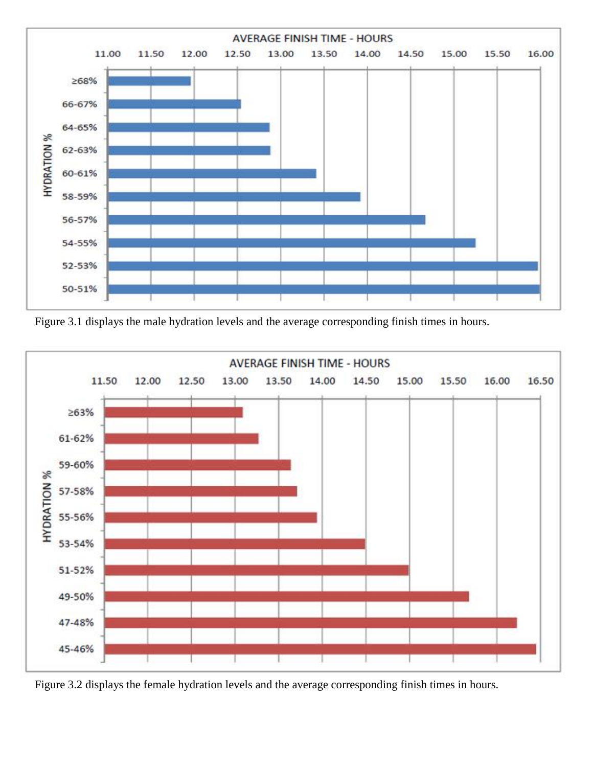AVERAGE FINISH TIME - HOURS

| HYDRATION % | AVERAGE FINISH TIME - HOURS |
|---|---|
| ≥68% | |
| 66-67% | |
| 64-65% | |
| 62-63% | |
| 60-61% | |
| 58-59% | |
| 56-57% | |
| 54-55% | |
| 52-53% | |
| 50-51% | |

Figure 3.1 displays the male hydration levels and the average corresponding finish times in hours.

AVERAGE FINISH TIME - HOURS

| HYDRATION % | AVERAGE FINISH TIME - HOURS |
|---|---|
| ≥63% | |
| 61-62% | |
| 59-60% | |
| 57-58% | |
| 55-56% | |
| 53-54% | |
| 51-52% | |
| 49-50% | |
| 47-48% | |
| 45-46% | |

Figure 3.2 displays the female hydration levels and the average corresponding finish times in hours.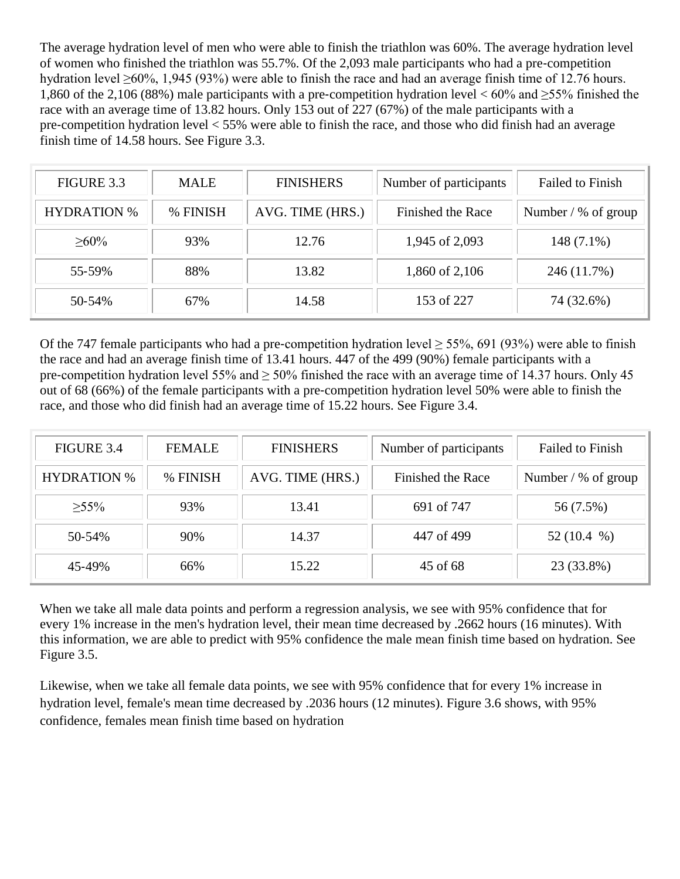The average hydration level of men who were able to finish the triathlon was 60%. The average hydration level of women who finished the triathlon was 55.7%. Of the 2,093 male participants who had a pre-competition hydration level ≥60%, 1,945 (93%) were able to finish the race and had an average finish time of 12.76 hours. 1,860 of the 2,106 (88%) male participants with a pre-competition hydration level < 60% and ≥55% finished the race with an average time of 13.82 hours. Only 153 out of 227 (67%) of the male participants with a pre-competition hydration level < 55% were able to finish the race, and those who did finish had an average finish time of 14.58 hours. See Figure 3.3.

| FIGURE 3.3 | MALE | FINISHERS | Number of participants | Failed to Finish |
|---|---|---|---|---|
| HYDRATION % | % FINISH | AVG. TIME (HRS.) | Finished the Race | Number / % of group |
| ≥60% | 93% | 12.76 | 1,945 of 2,093 | 148 (7.1%) |
| 55-59% | 88% | 13.82 | 1,860 of 2,106 | 246 (11.7%) |
| 50-54% | 67% | 14.58 | 153 of 227 | 74 (32.6%) |

Of the 747 female participants who had a pre-competition hydration level ≥ 55%, 691 (93%) were able to finish the race and had an average finish time of 13.41 hours. 447 of the 499 (90%) female participants with a pre-competition hydration level 55% and ≥ 50% finished the race with an average time of 14.37 hours. Only 45 out of 68 (66%) of the female participants with a pre-competition hydration level 50% were able to finish the race, and those who did finish had an average time of 15.22 hours. See Figure 3.4.

| FIGURE 3.4 | FEMALE | FINISHERS | Number of participants | Failed to Finish |
|---|---|---|---|---|
| HYDRATION % | % FINISH | AVG. TIME (HRS.) | Finished the Race | Number / % of group |
| ≥55% | 93% | 13.41 | 691 of 747 | 56 (7.5%) |
| 50-54% | 90% | 14.37 | 447 of 499 | 52 (10.4 %) |
| 45-49% | 66% | 15.22 | 45 of 68 | 23 (33.8%) |

When we take all male data points and perform a regression analysis, we see with 95% confidence that for every 1% increase in the men's hydration level, their mean time decreased by .2662 hours (16 minutes). With this information, we are able to predict with 95% confidence the male mean finish time based on hydration. See Figure 3.5.

Likewise, when we take all female data points, we see with 95% confidence that for every 1% increase in hydration level, female's mean time decreased by .2036 hours (12 minutes). Figure 3.6 shows, with 95% confidence, females mean finish time based on hydration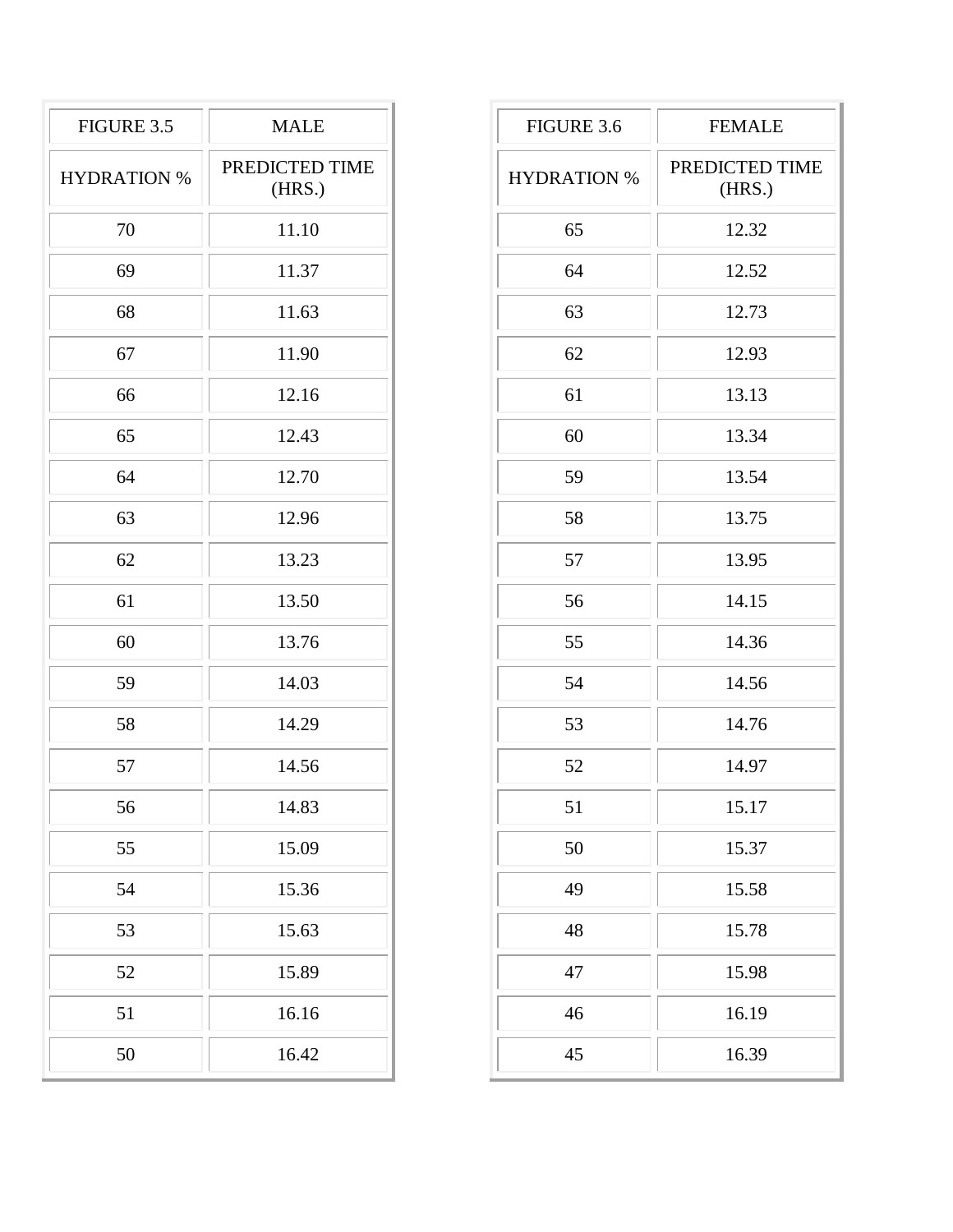| FIGURE 3.5 | MALE |
|---|---|
| HYDRATION % | PREDICTED TIME (HRS.) |
| 70 | 11.10 |
| 69 | 11.37 |
| 68 | 11.63 |
| 67 | 11.90 |
| 66 | 12.16 |
| 65 | 12.43 |
| 64 | 12.70 |
| 63 | 12.96 |
| 62 | 13.23 |
| 61 | 13.50 |
| 60 | 13.76 |
| 59 | 14.03 |
| 58 | 14.29 |
| 57 | 14.56 |
| 56 | 14.83 |
| 55 | 15.09 |
| 54 | 15.36 |
| 53 | 15.63 |
| 52 | 15.89 |
| 51 | 16.16 |
| 50 | 16.42 |

| FIGURE 3.6 | FEMALE |
|---|---|
| HYDRATION % | PREDICTED TIME (HRS.) |
| 65 | 12.32 |
| 64 | 12.52 |
| 63 | 12.73 |
| 62 | 12.93 |
| 61 | 13.13 |
| 60 | 13.34 |
| 59 | 13.54 |
| 58 | 13.75 |
| 57 | 13.95 |
| 56 | 14.15 |
| 55 | 14.36 |
| 54 | 14.56 |
| 53 | 14.76 |
| 52 | 14.97 |
| 51 | 15.17 |
| 50 | 15.37 |
| 49 | 15.58 |
| 48 | 15.78 |
| 47 | 15.98 |
| 46 | 16.19 |
| 45 | 16.39 |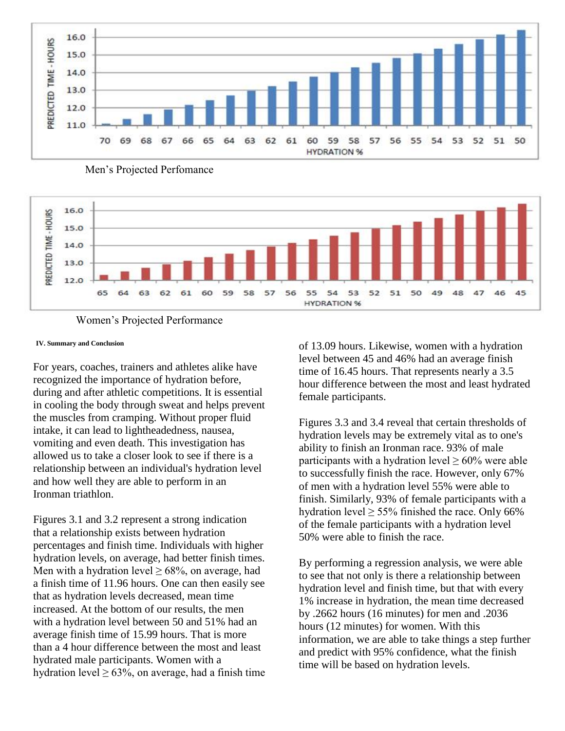Men’s Projected Perfomance

Women’s Projected Performance

##### IV. Summary and Conclusion

For years, coaches, trainers and athletes alike have recognized the importance of hydration before, during and after athletic competitions. It is essential in cooling the body through sweat and helps prevent the muscles from cramping. Without proper fluid intake, it can lead to lightheadedness, nausea, vomiting and even death. This investigation has allowed us to take a closer look to see if there is a relationship between an individual's hydration level and how well they are able to perform in an Ironman triathlon.

Figures 3.1 and 3.2 represent a strong indication that a relationship exists between hydration percentages and finish time. Individuals with higher hydration levels, on average, had better finish times. Men with a hydration level ≥ 68%, on average, had a finish time of 11.96 hours. One can then easily see that as hydration levels decreased, mean time increased. At the bottom of our results, the men with a hydration level between 50 and 51% had an average finish time of 15.99 hours. That is more than a 4 hour difference between the most and least hydrated male participants. Women with a hydration level ≥ 63%, on average, had a finish time of 13.09 hours. Likewise, women with a hydration level between 45 and 46% had an average finish time of 16.45 hours. That represents nearly a 3.5 hour difference between the most and least hydrated female participants.

Figures 3.3 and 3.4 reveal that certain thresholds of hydration levels may be extremely vital as to one's ability to finish an Ironman race. 93% of male participants with a hydration level ≥ 60% were able to successfully finish the race. However, only 67% of men with a hydration level 55% were able to finish. Similarly, 93% of female participants with a hydration level ≥ 55% finished the race. Only 66% of the female participants with a hydration level 50% were able to finish the race.

By performing a regression analysis, we were able to see that not only is there a relationship between hydration level and finish time, but that with every 1% increase in hydration, the mean time decreased by .2662 hours (16 minutes) for men and .2036 hours (12 minutes) for women. With this information, we are able to take things a step further and predict with 95% confidence, what the finish time will be based on hydration levels.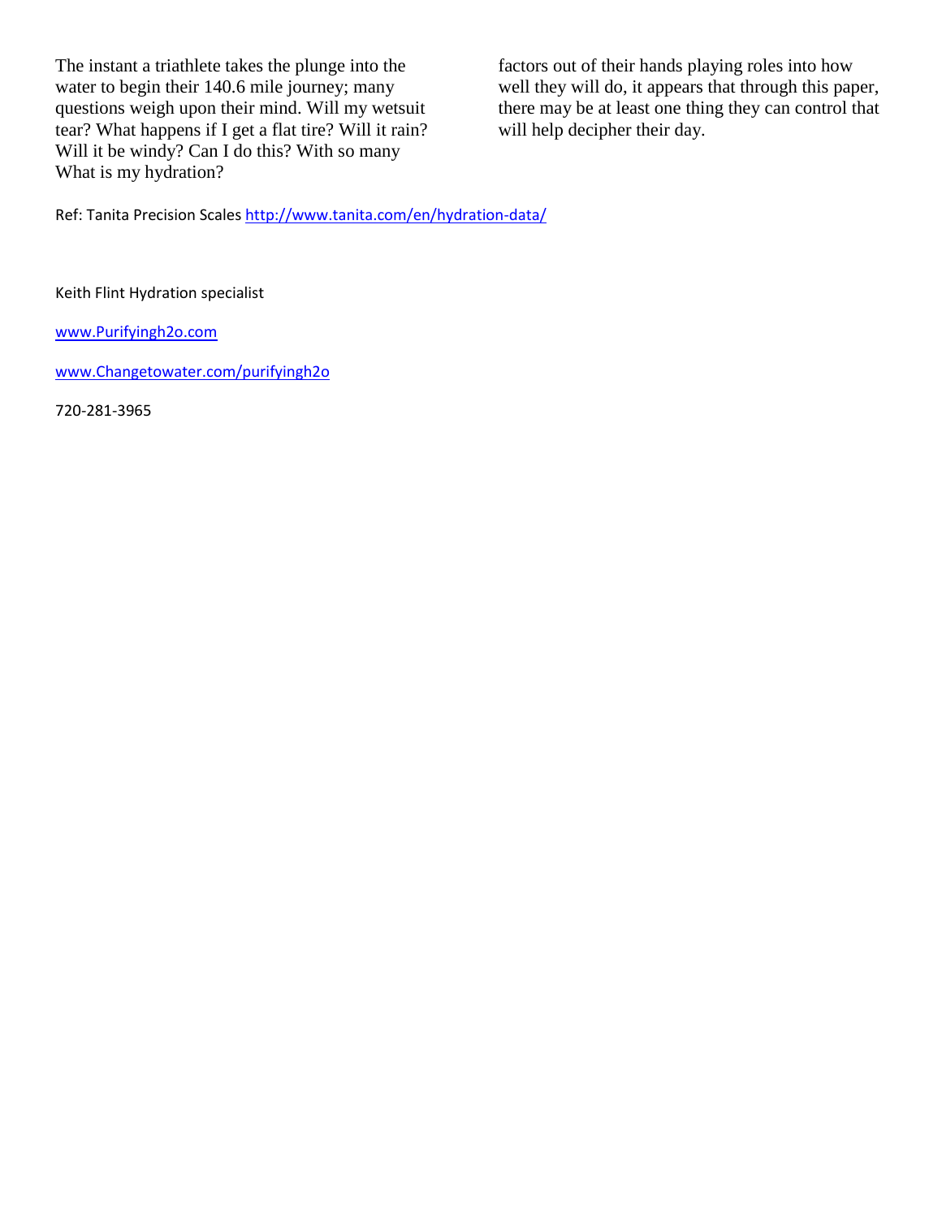The instant a triathlete takes the plunge into the water to begin their 140.6 mile journey; many questions weigh upon their mind. Will my wetsuit tear? What happens if I get a flat tire? Will it rain? Will it be windy? Can I do this? With so many What is my hydration? factors out of their hands playing roles into how well they will do, it appears that through this paper, there may be at least one thing they can control that will help decipher their day.

Ref: Tanita Precision Scales http://www.tanita.com/en/hydration-data/

Keith Flint Hydration specialist

www.Purifyingh2o.com

www.Changetowater.com/purifyingh2o

720-281-3965